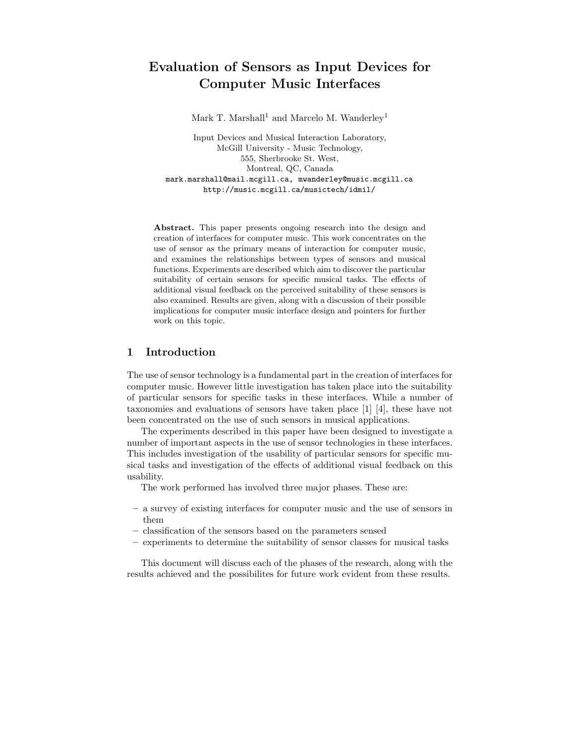# Evaluation of Sensors as Input Devices for Computer Music Interfaces

Mark T. Marshall[1] and Marcelo M. Wanderley[1]

Input Devices and Musical Interaction Laboratory,
McGill University - Music Technology,
555, Sherbrooke St. West,
Montreal, QC, Canada
mark.marshall@mail.mcgill.ca, mwanderley@music.mcgill.ca
http://music.mcgill.ca/musictech/idmil/

**Abstract.** This paper presents ongoing research into the design and creation of interfaces for computer music. This work concentrates on the use of sensor as the primary means of interaction for computer music, and examines the relationships between types of sensors and musical functions. Experiments are described which aim to discover the particular suitability of certain sensors for specific musical tasks. The effects of additional visual feedback on the perceived suitability of these sensors is also examined. Results are given, along with a discussion of their possible implications for computer music interface design and pointers for further work on this topic.

## 1 Introduction

The use of sensor technology is a fundamental part in the creation of interfaces for computer music. However little investigation has taken place into the suitability of particular sensors for specific tasks in these interfaces. While a number of taxonomies and evaluations of sensors have taken place [1] [4], these have not been concentrated on the use of such sensors in musical applications.

The experiments described in this paper have been designed to investigate a number of important aspects in the use of sensor technologies in these interfaces. This includes investigation of the usability of particular sensors for specific musical tasks and investigation of the effects of additional visual feedback on this usability.

The work performed has involved three major phases. These are:

- a survey of existing interfaces for computer music and the use of sensors in them
- classification of the sensors based on the parameters sensed
- experiments to determine the suitability of sensor classes for musical tasks

This document will discuss each of the phases of the research, along with the results achieved and the possibilites for future work evident from these results.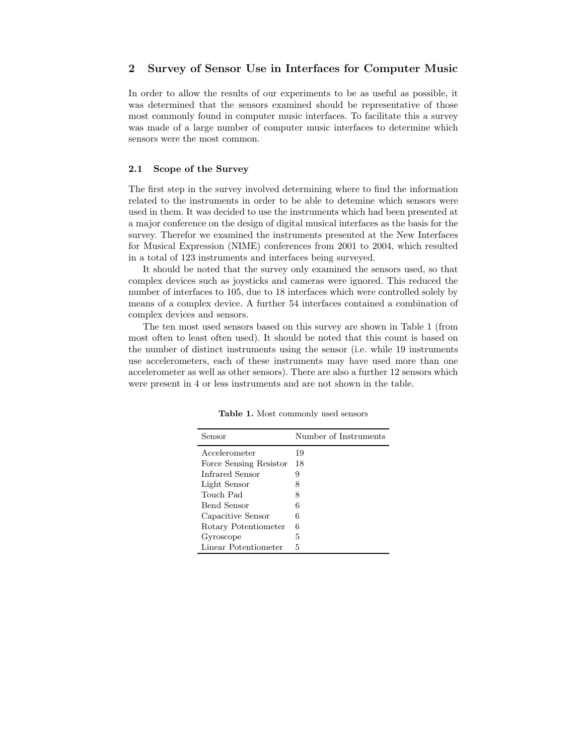## 2 Survey of Sensor Use in Interfaces for Computer Music

In order to allow the results of our experiments to be as useful as possible, it was determined that the sensors examined should be representative of those most commonly found in computer music interfaces. To facilitate this a survey was made of a large number of computer music interfaces to determine which sensors were the most common.

### 2.1 Scope of the Survey

The first step in the survey involved determining where to find the information related to the instruments in order to be able to detemine which sensors were used in them. It was decided to use the instruments which had been presented at a major conference on the design of digital musical interfaces as the basis for the survey. Therefor we examined the instruments presented at the New Interfaces for Musical Expression (NIME) conferences from 2001 to 2004, which resulted in a total of 123 instruments and interfaces being surveyed.

It should be noted that the survey only examined the sensors used, so that complex devices such as joysticks and cameras were ignored. This reduced the number of interfaces to 105, due to 18 interfaces which were controlled solely by means of a complex device. A further 54 interfaces contained a combination of complex devices and sensors.

The ten most used sensors based on this survey are shown in Table 1 (from most often to least often used). It should be noted that this count is based on the number of distinct instruments using the sensor (i.e. while 19 instruments use accelerometers, each of these instruments may have used more than one accelerometer as well as other sensors). There are also a further 12 sensors which were present in 4 or less instruments and are not shown in the table.

**Table 1.** Most commonly used sensors

| Sensor | Number of Instruments |
|---|---|
| Accelerometer | 19 |
| Force Sensing Resistor | 18 |
| Infrared Sensor | 9 |
| Light Sensor | 8 |
| Touch Pad | 8 |
| Bend Sensor | 6 |
| Capacitive Sensor | 6 |
| Rotary Potentiometer | 6 |
| Gyroscope | 5 |
| Linear Potentiometer | 5 |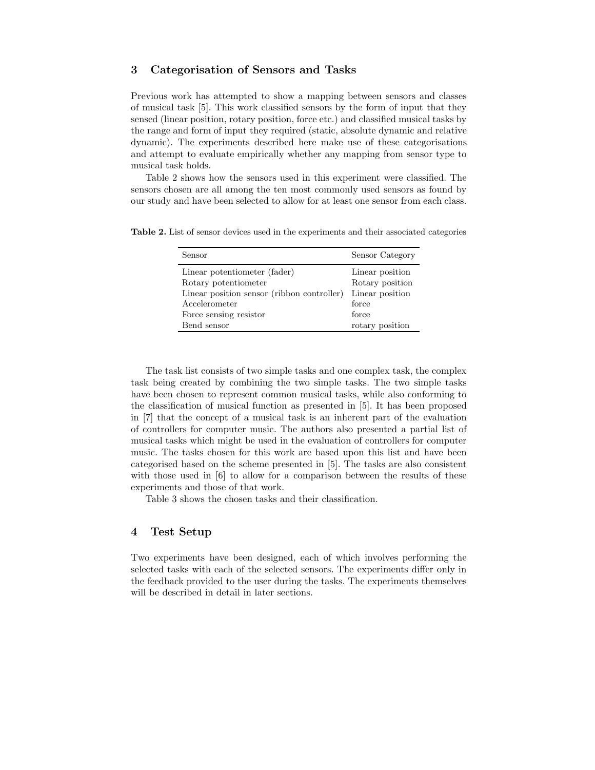## 3 Categorisation of Sensors and Tasks

Previous work has attempted to show a mapping between sensors and classes of musical task [5]. This work classified sensors by the form of input that they sensed (linear position, rotary position, force etc.) and classified musical tasks by the range and form of input they required (static, absolute dynamic and relative dynamic). The experiments described here make use of these categorisations and attempt to evaluate empirically whether any mapping from sensor type to musical task holds.

Table 2 shows how the sensors used in this experiment were classified. The sensors chosen are all among the ten most commonly used sensors as found by our study and have been selected to allow for at least one sensor from each class.

**Table 2.** List of sensor devices used in the experiments and their associated categories

| Sensor | Sensor Category |
|---|---|
| Linear potentiometer (fader) | Linear position |
| Rotary potentiometer | Rotary position |
| Linear position sensor (ribbon controller) | Linear position |
| Accelerometer | force |
| Force sensing resistor | force |
| Bend sensor | rotary position |

The task list consists of two simple tasks and one complex task, the complex task being created by combining the two simple tasks. The two simple tasks have been chosen to represent common musical tasks, while also conforming to the classification of musical function as presented in [5]. It has been proposed in [7] that the concept of a musical task is an inherent part of the evaluation of controllers for computer music. The authors also presented a partial list of musical tasks which might be used in the evaluation of controllers for computer music. The tasks chosen for this work are based upon this list and have been categorised based on the scheme presented in [5]. The tasks are also consistent with those used in [6] to allow for a comparison between the results of these experiments and those of that work.

Table 3 shows the chosen tasks and their classification.

## 4 Test Setup

Two experiments have been designed, each of which involves performing the selected tasks with each of the selected sensors. The experiments differ only in the feedback provided to the user during the tasks. The experiments themselves will be described in detail in later sections.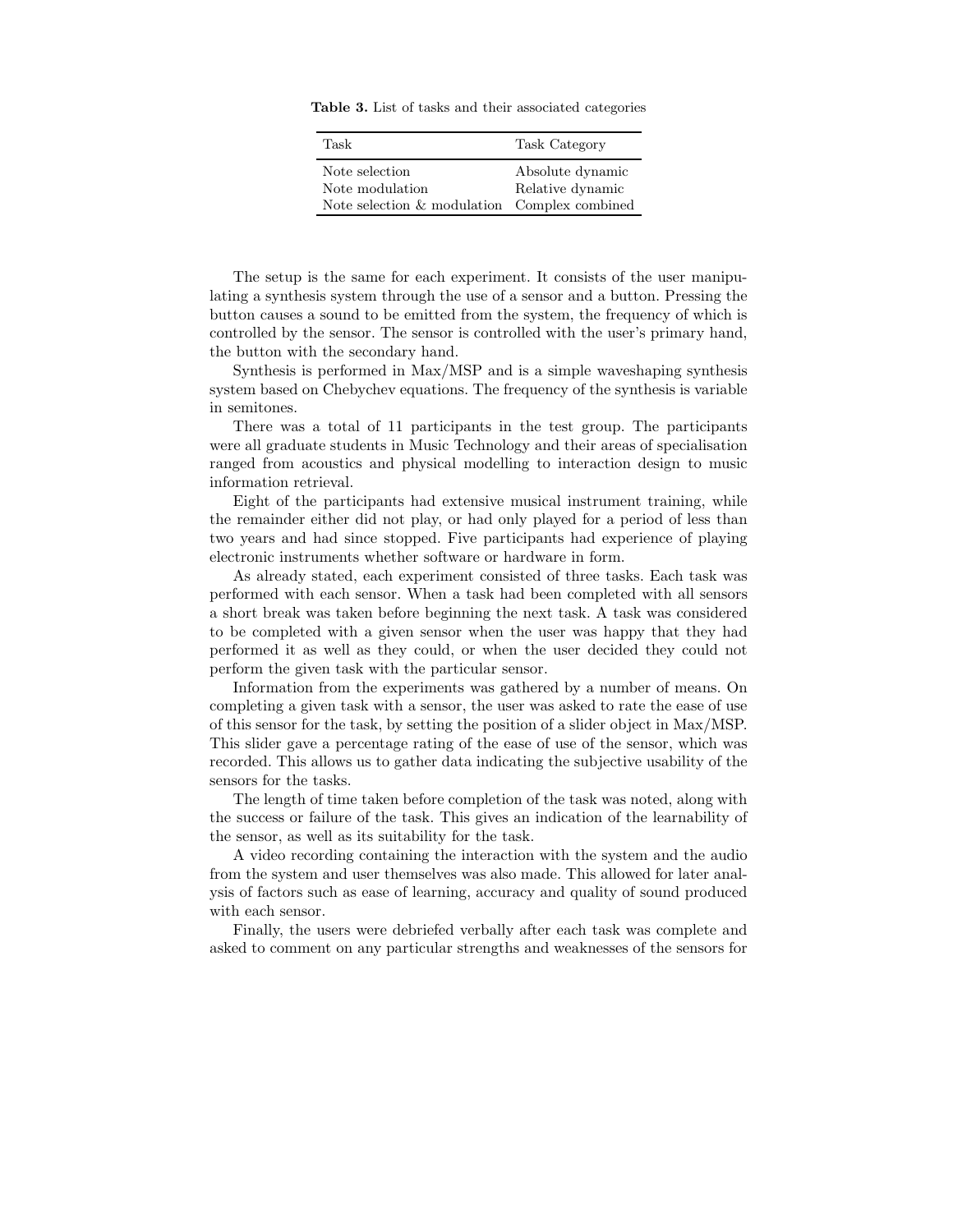**Table 3.** List of tasks and their associated categories

| Task | Task Category |
|---|---|
| Note selection | Absolute dynamic |
| Note modulation | Relative dynamic |
| Note selection & modulation | Complex combined |

The setup is the same for each experiment. It consists of the user manipulating a synthesis system through the use of a sensor and a button. Pressing the button causes a sound to be emitted from the system, the frequency of which is controlled by the sensor. The sensor is controlled with the user's primary hand, the button with the secondary hand.

Synthesis is performed in Max/MSP and is a simple waveshaping synthesis system based on Chebychev equations. The frequency of the synthesis is variable in semitones.

There was a total of 11 participants in the test group. The participants were all graduate students in Music Technology and their areas of specialisation ranged from acoustics and physical modelling to interaction design to music information retrieval.

Eight of the participants had extensive musical instrument training, while the remainder either did not play, or had only played for a period of less than two years and had since stopped. Five participants had experience of playing electronic instruments whether software or hardware in form.

As already stated, each experiment consisted of three tasks. Each task was performed with each sensor. When a task had been completed with all sensors a short break was taken before beginning the next task. A task was considered to be completed with a given sensor when the user was happy that they had performed it as well as they could, or when the user decided they could not perform the given task with the particular sensor.

Information from the experiments was gathered by a number of means. On completing a given task with a sensor, the user was asked to rate the ease of use of this sensor for the task, by setting the position of a slider object in Max/MSP. This slider gave a percentage rating of the ease of use of the sensor, which was recorded. This allows us to gather data indicating the subjective usability of the sensors for the tasks.

The length of time taken before completion of the task was noted, along with the success or failure of the task. This gives an indication of the learnability of the sensor, as well as its suitability for the task.

A video recording containing the interaction with the system and the audio from the system and user themselves was also made. This allowed for later analysis of factors such as ease of learning, accuracy and quality of sound produced with each sensor.

Finally, the users were debriefed verbally after each task was complete and asked to comment on any particular strengths and weaknesses of the sensors for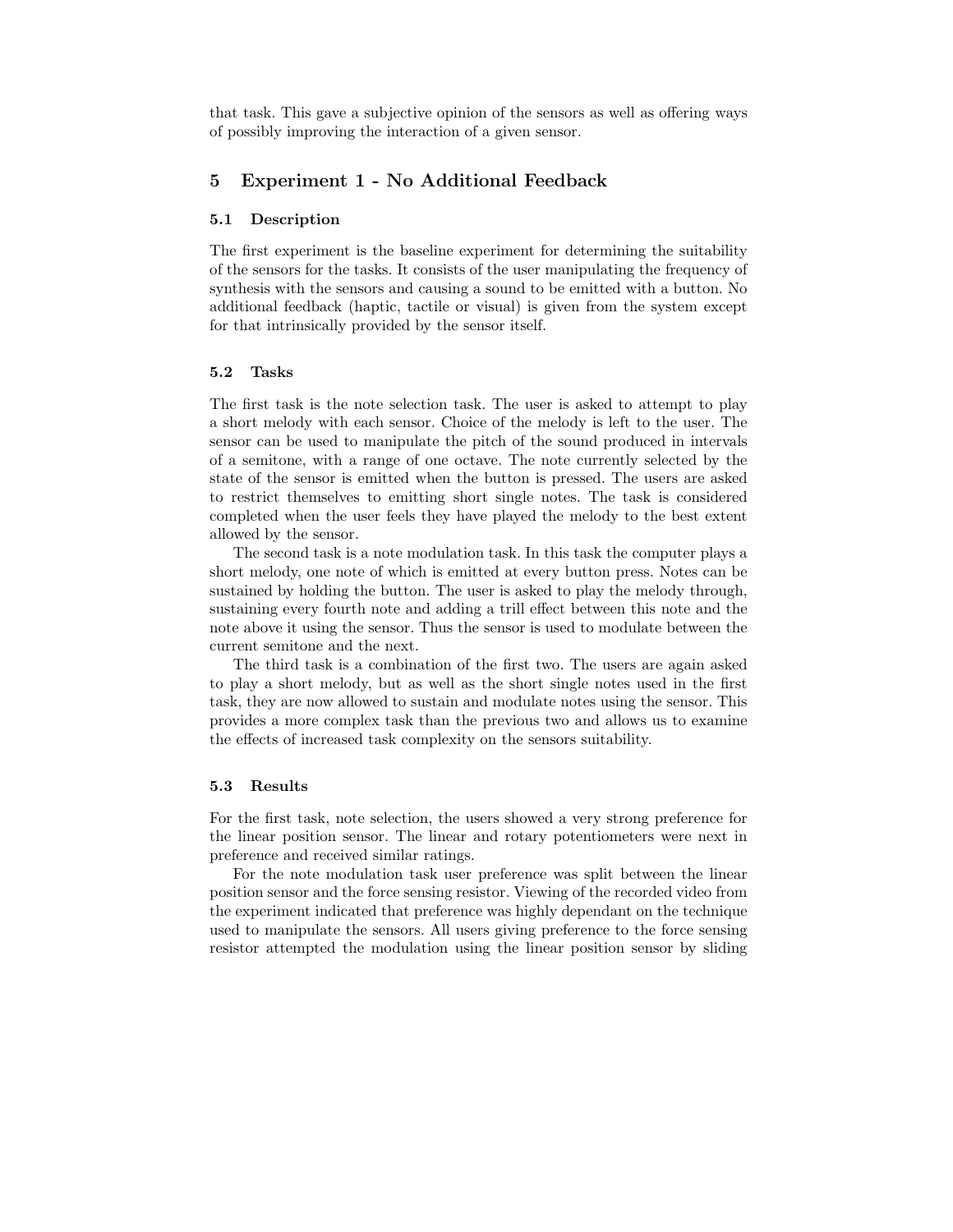that task. This gave a subjective opinion of the sensors as well as offering ways of possibly improving the interaction of a given sensor.

## 5 Experiment 1 - No Additional Feedback

### 5.1 Description

The first experiment is the baseline experiment for determining the suitability of the sensors for the tasks. It consists of the user manipulating the frequency of synthesis with the sensors and causing a sound to be emitted with a button. No additional feedback (haptic, tactile or visual) is given from the system except for that intrinsically provided by the sensor itself.

### 5.2 Tasks

The first task is the note selection task. The user is asked to attempt to play a short melody with each sensor. Choice of the melody is left to the user. The sensor can be used to manipulate the pitch of the sound produced in intervals of a semitone, with a range of one octave. The note currently selected by the state of the sensor is emitted when the button is pressed. The users are asked to restrict themselves to emitting short single notes. The task is considered completed when the user feels they have played the melody to the best extent allowed by the sensor.

The second task is a note modulation task. In this task the computer plays a short melody, one note of which is emitted at every button press. Notes can be sustained by holding the button. The user is asked to play the melody through, sustaining every fourth note and adding a trill effect between this note and the note above it using the sensor. Thus the sensor is used to modulate between the current semitone and the next.

The third task is a combination of the first two. The users are again asked to play a short melody, but as well as the short single notes used in the first task, they are now allowed to sustain and modulate notes using the sensor. This provides a more complex task than the previous two and allows us to examine the effects of increased task complexity on the sensors suitability.

### 5.3 Results

For the first task, note selection, the users showed a very strong preference for the linear position sensor. The linear and rotary potentiometers were next in preference and received similar ratings.

For the note modulation task user preference was split between the linear position sensor and the force sensing resistor. Viewing of the recorded video from the experiment indicated that preference was highly dependant on the technique used to manipulate the sensors. All users giving preference to the force sensing resistor attempted the modulation using the linear position sensor by sliding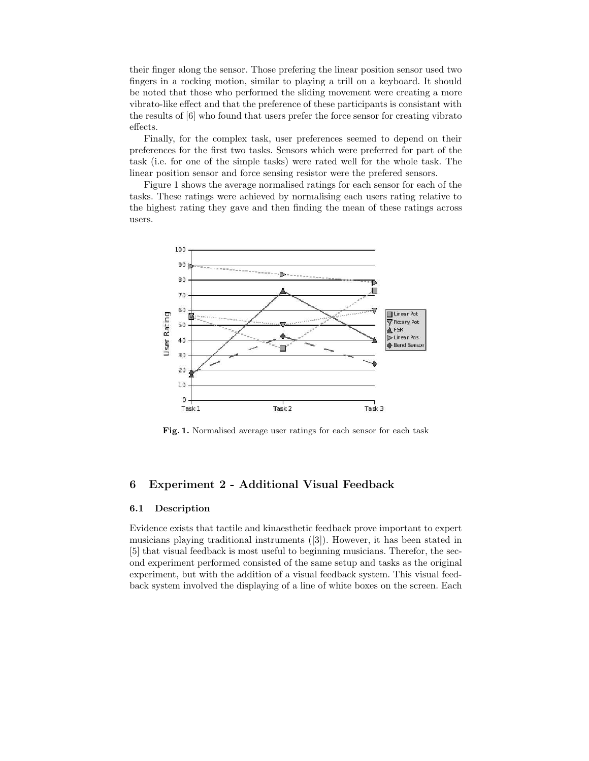their finger along the sensor. Those prefering the linear position sensor used two fingers in a rocking motion, similar to playing a trill on a keyboard. It should be noted that those who performed the sliding movement were creating a more vibrato-like effect and that the preference of these participants is consistant with the results of [6] who found that users prefer the force sensor for creating vibrato effects.

Finally, for the complex task, user preferences seemed to depend on their preferences for the first two tasks. Sensors which were preferred for part of the task (i.e. for one of the simple tasks) were rated well for the whole task. The linear position sensor and force sensing resistor were the prefered sensors.

Figure 1 shows the average normalised ratings for each sensor for each of the tasks. These ratings were achieved by normalising each users rating relative to the highest rating they gave and then finding the mean of these ratings across users.

**Fig. 1.** Normalised average user ratings for each sensor for each task

## 6 Experiment 2 - Additional Visual Feedback

### 6.1 Description

Evidence exists that tactile and kinaesthetic feedback prove important to expert musicians playing traditional instruments ([3]). However, it has been stated in [5] that visual feedback is most useful to beginning musicians. Therefor, the second experiment performed consisted of the same setup and tasks as the original experiment, but with the addition of a visual feedback system. This visual feedback system involved the displaying of a line of white boxes on the screen. Each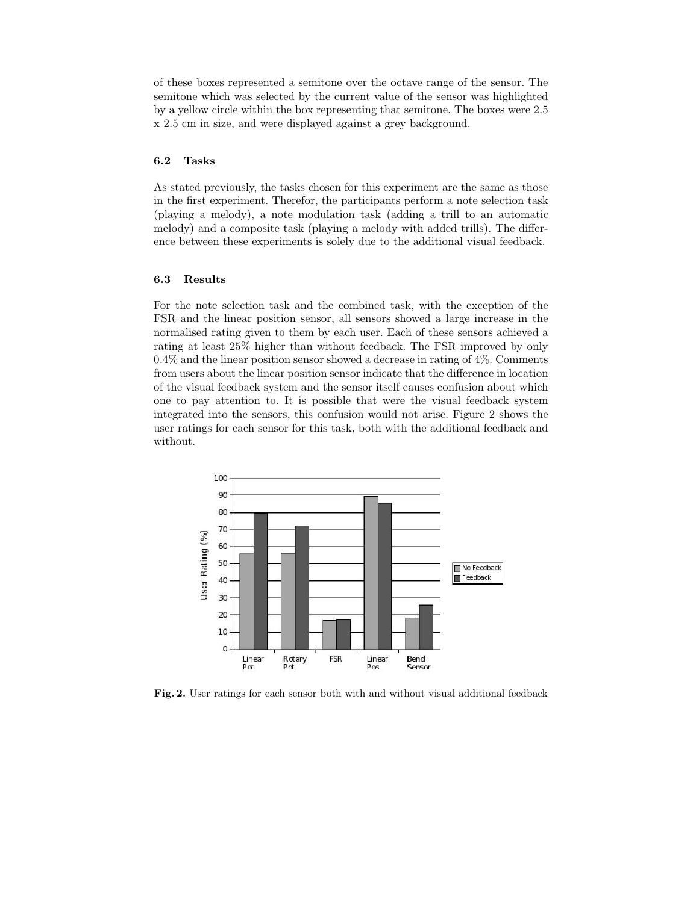of these boxes represented a semitone over the octave range of the sensor. The semitone which was selected by the current value of the sensor was highlighted by a yellow circle within the box representing that semitone. The boxes were 2.5 x 2.5 cm in size, and were displayed against a grey background.

### 6.2 Tasks

As stated previously, the tasks chosen for this experiment are the same as those in the first experiment. Therefor, the participants perform a note selection task (playing a melody), a note modulation task (adding a trill to an automatic melody) and a composite task (playing a melody with added trills). The difference between these experiments is solely due to the additional visual feedback.

### 6.3 Results

For the note selection task and the combined task, with the exception of the FSR and the linear position sensor, all sensors showed a large increase in the normalised rating given to them by each user. Each of these sensors achieved a rating at least 25% higher than without feedback. The FSR improved by only 0.4% and the linear position sensor showed a decrease in rating of 4%. Comments from users about the linear position sensor indicate that the difference in location of the visual feedback system and the sensor itself causes confusion about which one to pay attention to. It is possible that were the visual feedback system integrated into the sensors, this confusion would not arise. Figure 2 shows the user ratings for each sensor for this task, both with the additional feedback and without.

**Fig. 2.** User ratings for each sensor both with and without visual additional feedback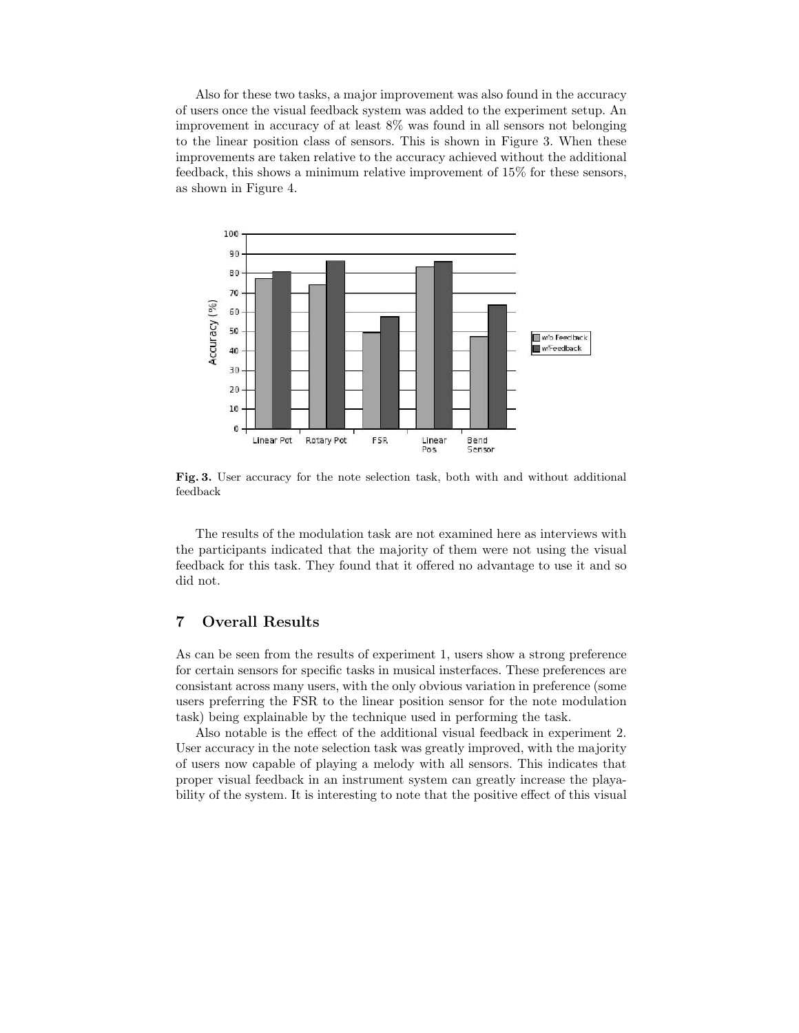Also for these two tasks, a major improvement was also found in the accuracy of users once the visual feedback system was added to the experiment setup. An improvement in accuracy of at least 8% was found in all sensors not belonging to the linear position class of sensors. This is shown in Figure 3. When these improvements are taken relative to the accuracy achieved without the additional feedback, this shows a minimum relative improvement of 15% for these sensors, as shown in Figure 4.

**Fig. 3.** User accuracy for the note selection task, both with and without additional feedback

The results of the modulation task are not examined here as interviews with the participants indicated that the majority of them were not using the visual feedback for this task. They found that it offered no advantage to use it and so did not.

## 7 Overall Results

As can be seen from the results of experiment 1, users show a strong preference for certain sensors for specific tasks in musical insterfaces. These preferences are consistant across many users, with the only obvious variation in preference (some users preferring the FSR to the linear position sensor for the note modulation task) being explainable by the technique used in performing the task.

Also notable is the effect of the additional visual feedback in experiment 2. User accuracy in the note selection task was greatly improved, with the majority of users now capable of playing a melody with all sensors. This indicates that proper visual feedback in an instrument system can greatly increase the playability of the system. It is interesting to note that the positive effect of this visual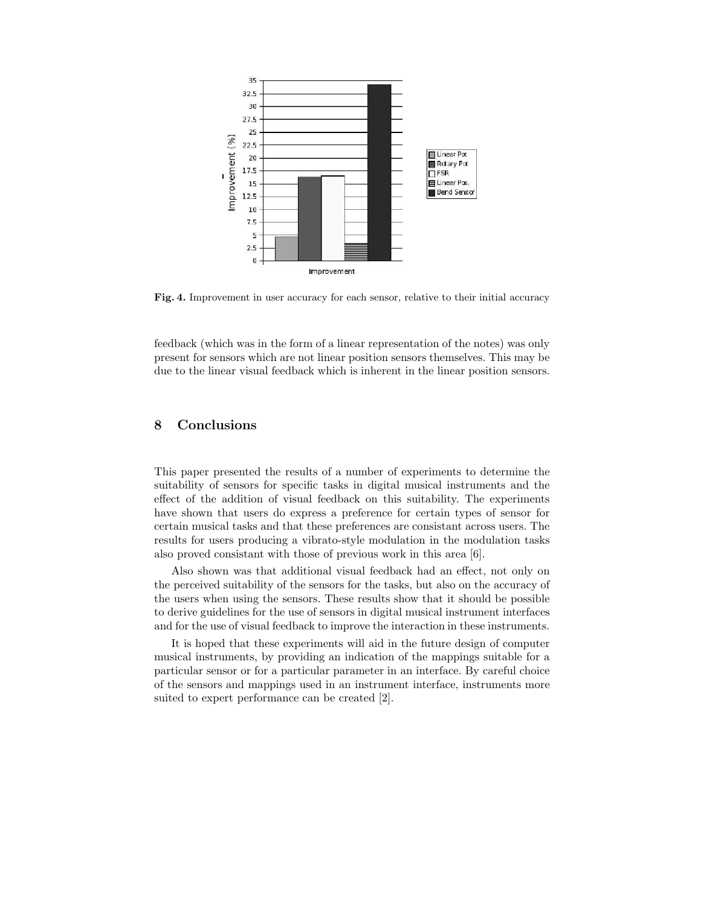**Fig. 4.** Improvement in user accuracy for each sensor, relative to their initial accuracy

feedback (which was in the form of a linear representation of the notes) was only present for sensors which are not linear position sensors themselves. This may be due to the linear visual feedback which is inherent in the linear position sensors.

## 8 Conclusions

This paper presented the results of a number of experiments to determine the suitability of sensors for specific tasks in digital musical instruments and the effect of the addition of visual feedback on this suitability. The experiments have shown that users do express a preference for certain types of sensor for certain musical tasks and that these preferences are consistant across users. The results for users producing a vibrato-style modulation in the modulation tasks also proved consistant with those of previous work in this area [6].

Also shown was that additional visual feedback had an effect, not only on the perceived suitability of the sensors for the tasks, but also on the accuracy of the users when using the sensors. These results show that it should be possible to derive guidelines for the use of sensors in digital musical instrument interfaces and for the use of visual feedback to improve the interaction in these instruments.

It is hoped that these experiments will aid in the future design of computer musical instruments, by providing an indication of the mappings suitable for a particular sensor or for a particular parameter in an interface. By careful choice of the sensors and mappings used in an instrument interface, instruments more suited to expert performance can be created [2].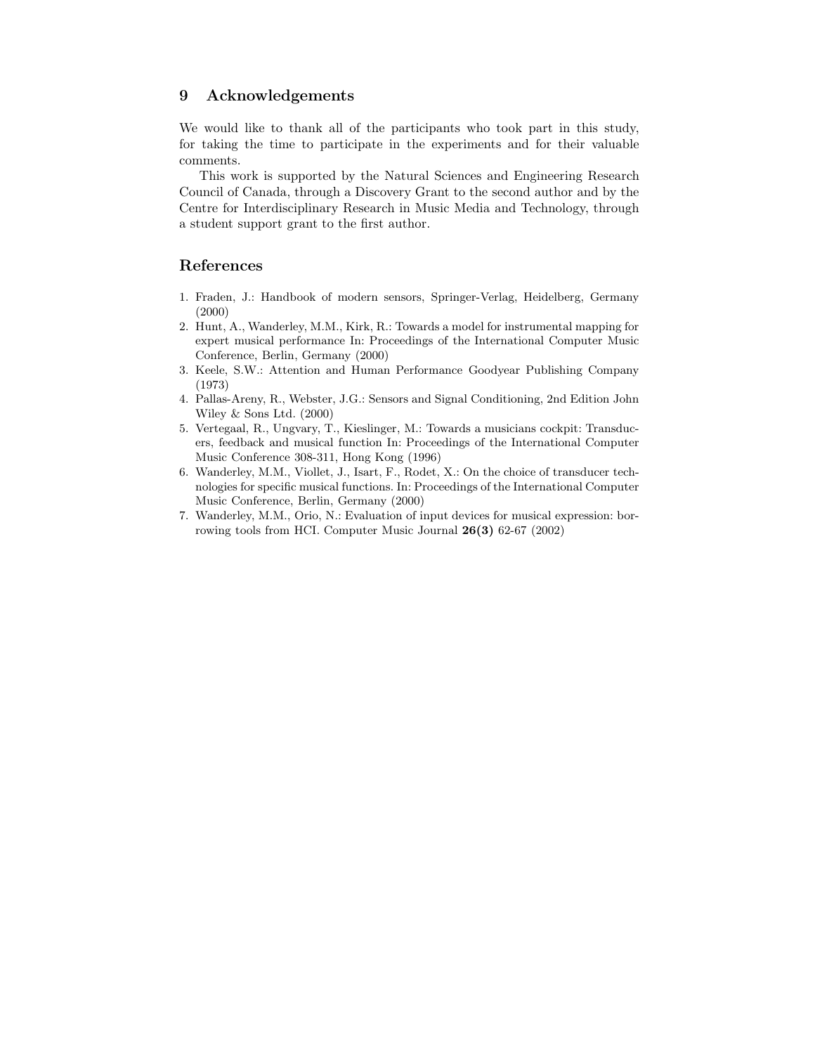## 9 Acknowledgements

We would like to thank all of the participants who took part in this study, for taking the time to participate in the experiments and for their valuable comments.

This work is supported by the Natural Sciences and Engineering Research Council of Canada, through a Discovery Grant to the second author and by the Centre for Interdisciplinary Research in Music Media and Technology, through a student support grant to the first author.

## References

1. Fraden, J.: Handbook of modern sensors, Springer-Verlag, Heidelberg, Germany (2000)
2. Hunt, A., Wanderley, M.M., Kirk, R.: Towards a model for instrumental mapping for expert musical performance In: Proceedings of the International Computer Music Conference, Berlin, Germany (2000)
3. Keele, S.W.: Attention and Human Performance Goodyear Publishing Company (1973)
4. Pallas-Areny, R., Webster, J.G.: Sensors and Signal Conditioning, 2nd Edition John Wiley & Sons Ltd. (2000)
5. Vertegaal, R., Ungvary, T., Kieslinger, M.: Towards a musicians cockpit: Transducers, feedback and musical function In: Proceedings of the International Computer Music Conference 308-311, Hong Kong (1996)
6. Wanderley, M.M., Viollet, J., Isart, F., Rodet, X.: On the choice of transducer technologies for specific musical functions. In: Proceedings of the International Computer Music Conference, Berlin, Germany (2000)
7. Wanderley, M.M., Orio, N.: Evaluation of input devices for musical expression: borrowing tools from HCI. Computer Music Journal **26(3)** 62-67 (2002)